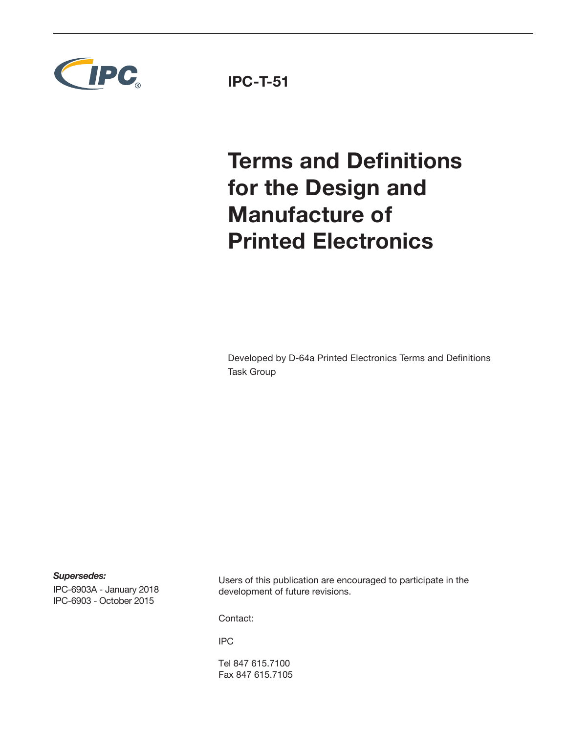IPC

**IPC-T-51**

# Terms and Definitions for the Design and Manufacture of Printed Electronics

Developed by D-64a Printed Electronics Terms and Definitions Task Group

***Supersedes:***

IPC-6903A - January 2018
IPC-6903 - October 2015

Users of this publication are encouraged to participate in the development of future revisions.

Contact:

IPC

Tel 847 615.7100
Fax 847 615.7105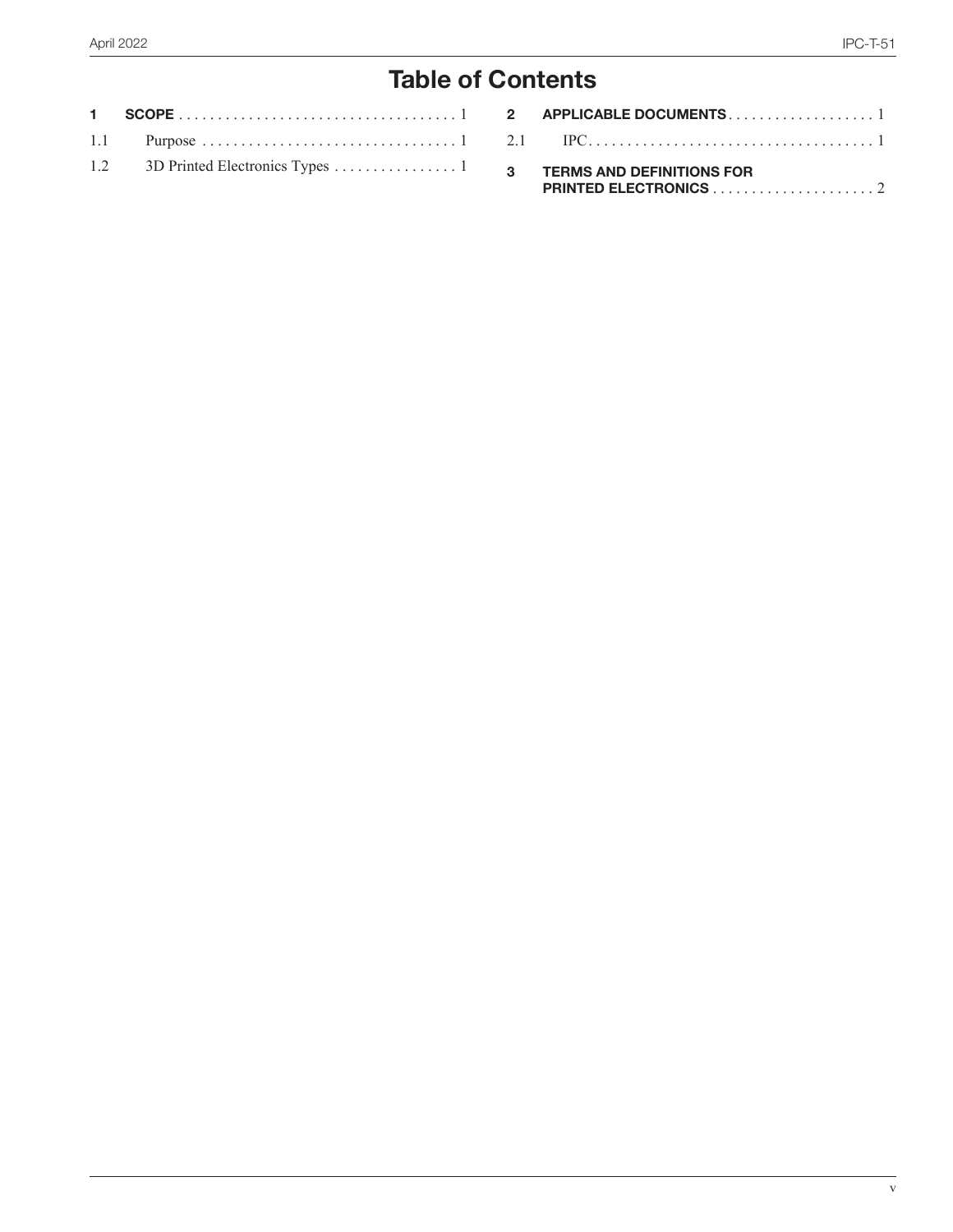# Table of Contents

**1 SCOPE** .................................... 1

1.1 Purpose .................................... 1

1.2 3D Printed Electronics Types .................... 1

**2 APPLICABLE DOCUMENTS** .................... 1

2.1 IPC .................................... 1

**3 TERMS AND DEFINITIONS FOR PRINTED ELECTRONICS** .................... 2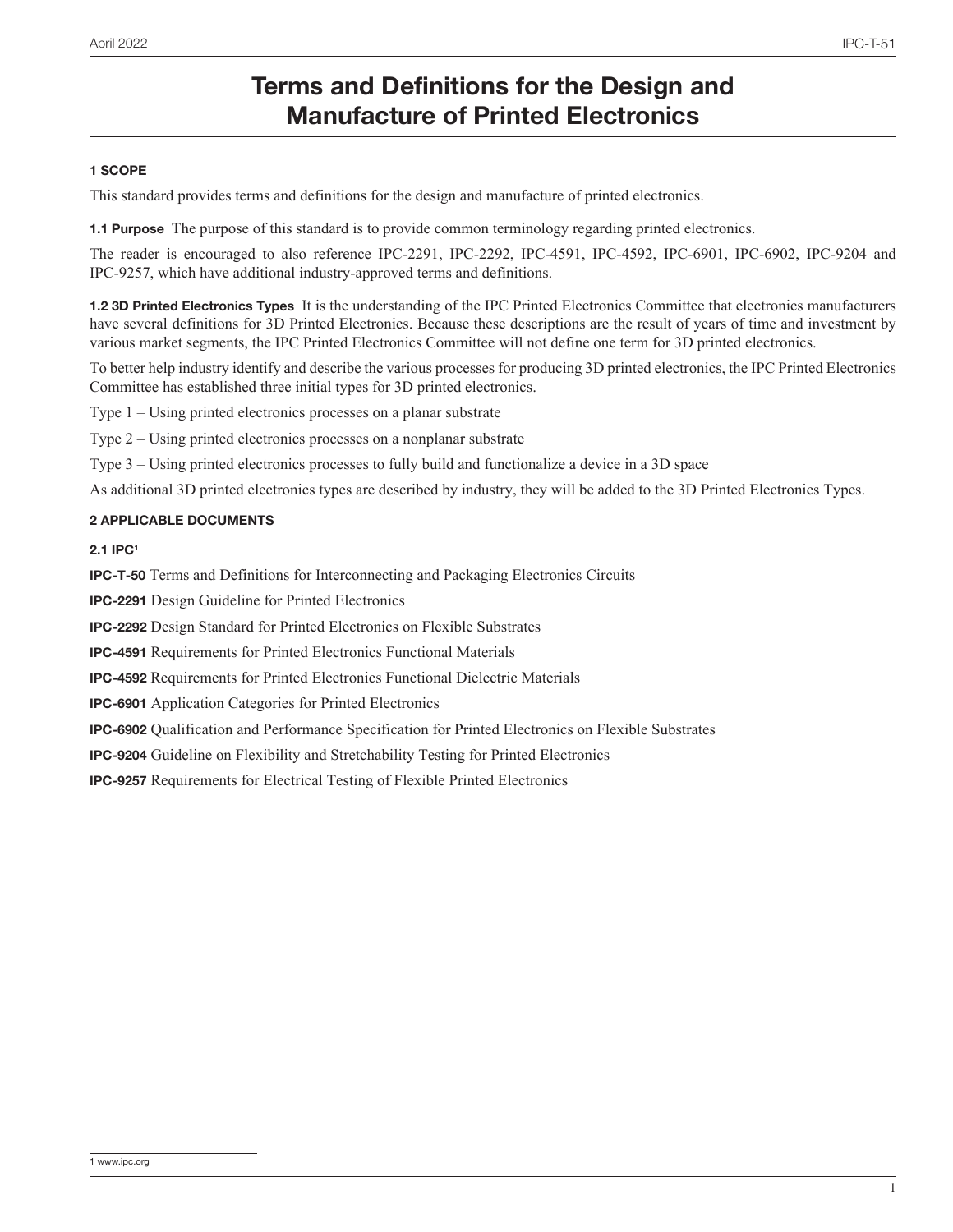# Terms and Definitions for the Design and Manufacture of Printed Electronics

## 1 SCOPE

This standard provides terms and definitions for the design and manufacture of printed electronics.

**1.1 Purpose** The purpose of this standard is to provide common terminology regarding printed electronics.

The reader is encouraged to also reference IPC-2291, IPC-2292, IPC-4591, IPC-4592, IPC-6901, IPC-6902, IPC-9204 and IPC-9257, which have additional industry-approved terms and definitions.

**1.2 3D Printed Electronics Types** It is the understanding of the IPC Printed Electronics Committee that electronics manufacturers have several definitions for 3D Printed Electronics. Because these descriptions are the result of years of time and investment by various market segments, the IPC Printed Electronics Committee will not define one term for 3D printed electronics.

To better help industry identify and describe the various processes for producing 3D printed electronics, the IPC Printed Electronics Committee has established three initial types for 3D printed electronics.

Type 1 – Using printed electronics processes on a planar substrate

Type 2 – Using printed electronics processes on a nonplanar substrate

Type 3 – Using printed electronics processes to fully build and functionalize a device in a 3D space

As additional 3D printed electronics types are described by industry, they will be added to the 3D Printed Electronics Types.

## 2 APPLICABLE DOCUMENTS

### 2.1 IPC[1]

**IPC-T-50** Terms and Definitions for Interconnecting and Packaging Electronics Circuits

**IPC-2291** Design Guideline for Printed Electronics

**IPC-2292** Design Standard for Printed Electronics on Flexible Substrates

**IPC-4591** Requirements for Printed Electronics Functional Materials

**IPC-4592** Requirements for Printed Electronics Functional Dielectric Materials

**IPC-6901** Application Categories for Printed Electronics

**IPC-6902** Qualification and Performance Specification for Printed Electronics on Flexible Substrates

**IPC-9204** Guideline on Flexibility and Stretchability Testing for Printed Electronics

**IPC-9257** Requirements for Electrical Testing of Flexible Printed Electronics

[1] www.ipc.org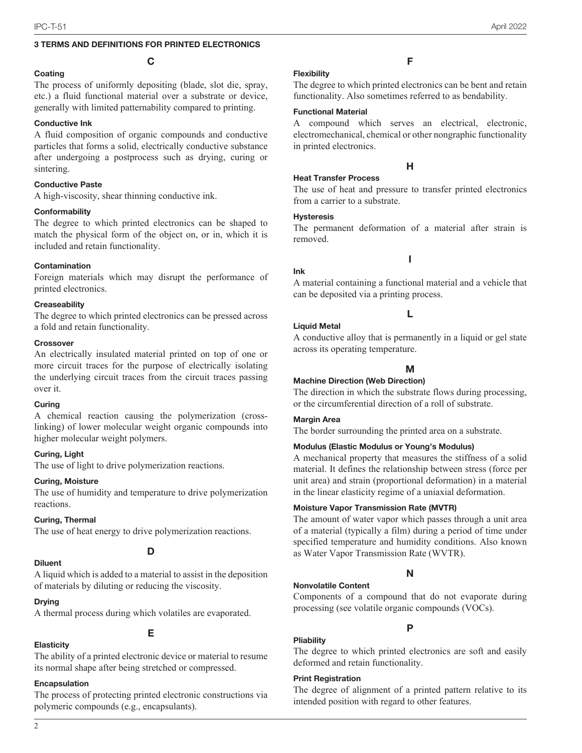## 3 TERMS AND DEFINITIONS FOR PRINTED ELECTRONICS

### C

**Coating**

The process of uniformly depositing (blade, slot die, spray, etc.) a fluid functional material over a substrate or device, generally with limited patternability compared to printing.

**Conductive Ink**

A fluid composition of organic compounds and conductive particles that forms a solid, electrically conductive substance after undergoing a postprocess such as drying, curing or sintering.

**Conductive Paste**

A high-viscosity, shear thinning conductive ink.

**Conformability**

The degree to which printed electronics can be shaped to match the physical form of the object on, or in, which it is included and retain functionality.

**Contamination**

Foreign materials which may disrupt the performance of printed electronics.

**Creaseability**

The degree to which printed electronics can be pressed across a fold and retain functionality.

**Crossover**

An electrically insulated material printed on top of one or more circuit traces for the purpose of electrically isolating the underlying circuit traces from the circuit traces passing over it.

**Curing**

A chemical reaction causing the polymerization (cross-linking) of lower molecular weight organic compounds into higher molecular weight polymers.

**Curing, Light**

The use of light to drive polymerization reactions.

**Curing, Moisture**

The use of humidity and temperature to drive polymerization reactions.

**Curing, Thermal**

The use of heat energy to drive polymerization reactions.

### D

**Diluent**

A liquid which is added to a material to assist in the deposition of materials by diluting or reducing the viscosity.

**Drying**

A thermal process during which volatiles are evaporated.

### E

**Elasticity**

The ability of a printed electronic device or material to resume its normal shape after being stretched or compressed.

**Encapsulation**

The process of protecting printed electronic constructions via polymeric compounds (e.g., encapsulants).

### F

**Flexibility**

The degree to which printed electronics can be bent and retain functionality. Also sometimes referred to as bendability.

**Functional Material**

A compound which serves an electrical, electronic, electromechanical, chemical or other nongraphic functionality in printed electronics.

### H

**Heat Transfer Process**

The use of heat and pressure to transfer printed electronics from a carrier to a substrate.

**Hysteresis**

The permanent deformation of a material after strain is removed.

### I

**Ink**

A material containing a functional material and a vehicle that can be deposited via a printing process.

### L

**Liquid Metal**

A conductive alloy that is permanently in a liquid or gel state across its operating temperature.

### M

**Machine Direction (Web Direction)**

The direction in which the substrate flows during processing, or the circumferential direction of a roll of substrate.

**Margin Area**

The border surrounding the printed area on a substrate.

**Modulus (Elastic Modulus or Young's Modulus)**

A mechanical property that measures the stiffness of a solid material. It defines the relationship between stress (force per unit area) and strain (proportional deformation) in a material in the linear elasticity regime of a uniaxial deformation.

**Moisture Vapor Transmission Rate (MVTR)**

The amount of water vapor which passes through a unit area of a material (typically a film) during a period of time under specified temperature and humidity conditions. Also known as Water Vapor Transmission Rate (WVTR).

### N

**Nonvolatile Content**

Components of a compound that do not evaporate during processing (see volatile organic compounds (VOCs).

### P

**Pliability**

The degree to which printed electronics are soft and easily deformed and retain functionality.

**Print Registration**

The degree of alignment of a printed pattern relative to its intended position with regard to other features.